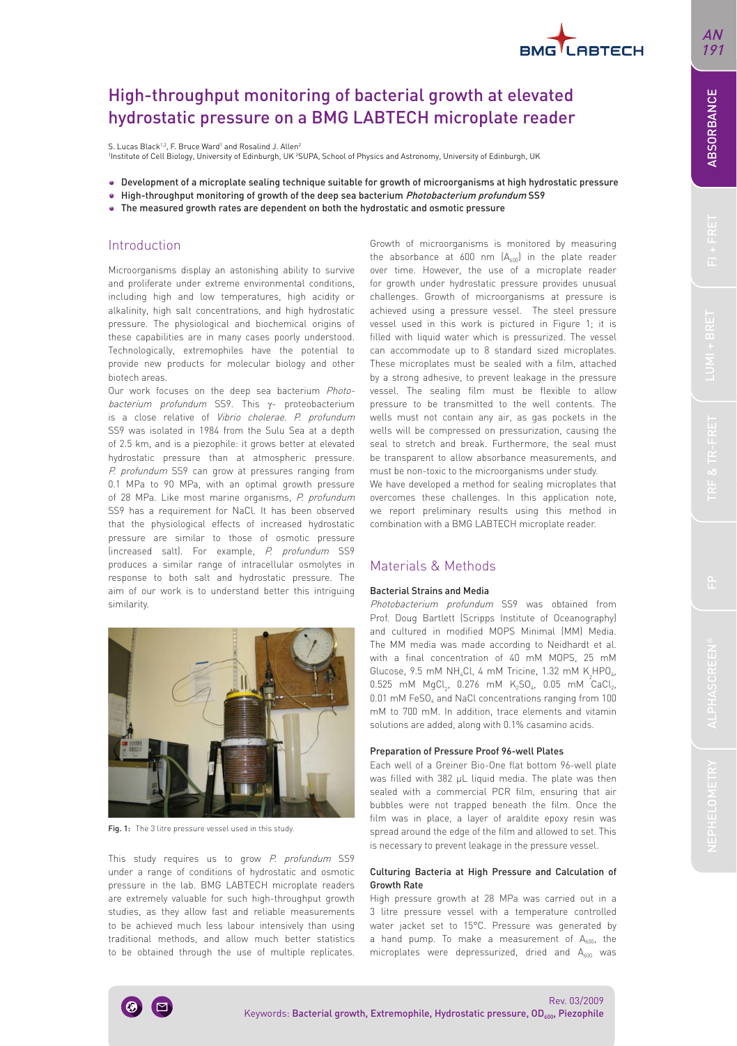# High-throughput monitoring of bacterial growth at elevated hydrostatic pressure on a BMG LABTECH microplate reader

S. Lucas Black[1,2], F. Bruce Ward[1] and Rosalind J. Allen[2]
[1]Institute of Cell Biology, University of Edinburgh, UK [2]SUPA, School of Physics and Astronomy, University of Edinburgh, UK

- Development of a microplate sealing technique suitable for growth of microorganisms at high hydrostatic pressure
- High-throughput monitoring of growth of the deep sea bacterium *Photobacterium profundum* SS9
- The measured growth rates are dependent on both the hydrostatic and osmotic pressure

## Introduction

Microorganisms display an astonishing ability to survive and proliferate under extreme environmental conditions, including high and low temperatures, high acidity or alkalinity, high salt concentrations, and high hydrostatic pressure. The physiological and biochemical origins of these capabilities are in many cases poorly understood. Technologically, extremophiles have the potential to provide new products for molecular biology and other biotech areas.

Our work focuses on the deep sea bacterium *Photobacterium profundum* SS9. This γ- proteobacterium is a close relative of *Vibrio cholerae*. *P. profundum* SS9 was isolated in 1984 from the Sulu Sea at a depth of 2.5 km, and is a piezophile: it grows better at elevated hydrostatic pressure than at atmospheric pressure. *P. profundum* SS9 can grow at pressures ranging from 0.1 MPa to 90 MPa, with an optimal growth pressure of 28 MPa. Like most marine organisms, *P. profundum* SS9 has a requirement for NaCl. It has been observed that the physiological effects of increased hydrostatic pressure are similar to those of osmotic pressure (increased salt). For example, *P. profundum* SS9 produces a similar range of intracellular osmolytes in response to both salt and hydrostatic pressure. The aim of our work is to understand better this intriguing similarity.

Fig. 1: The 3 litre pressure vessel used in this study.

This study requires us to grow *P. profundum* SS9 under a range of conditions of hydrostatic and osmotic pressure in the lab. BMG LABTECH microplate readers are extremely valuable for such high-throughput growth studies, as they allow fast and reliable measurements to be achieved much less labour intensively than using traditional methods, and allow much better statistics to be obtained through the use of multiple replicates.

Growth of microorganisms is monitored by measuring the absorbance at 600 nm ($A_{600}$) in the plate reader over time. However, the use of a microplate reader for growth under hydrostatic pressure provides unusual challenges. Growth of microorganisms at pressure is achieved using a pressure vessel. The steel pressure vessel used in this work is pictured in Figure 1; it is filled with liquid water which is pressurized. The vessel can accommodate up to 8 standard sized microplates. These microplates must be sealed with a film, attached by a strong adhesive, to prevent leakage in the pressure vessel. The sealing film must be flexible to allow pressure to be transmitted to the well contents. The wells must not contain any air, as gas pockets in the wells will be compressed on pressurization, causing the seal to stretch and break. Furthermore, the seal must be transparent to allow absorbance measurements, and must be non-toxic to the microorganisms under study.

We have developed a method for sealing microplates that overcomes these challenges. In this application note, we report preliminary results using this method in combination with a BMG LABTECH microplate reader.

## Materials & Methods

### Bacterial Strains and Media

*Photobacterium profundum* SS9 was obtained from Prof. Doug Bartlett (Scripps Institute of Oceanography) and cultured in modified MOPS Minimal (MM) Media. The MM media was made according to Neidhardt et al. with a final concentration of 40 mM MOPS, 25 mM Glucose, 9.5 mM $NH_4Cl$, 4 mM Tricine, 1.32 mM $K_2HPO_4$, 0.525 mM $MgCl_2$, 0.276 mM $K_2SO_4$, 0.05 mM $CaCl_2$, 0.01 mM $FeSO_4$ and NaCl concentrations ranging from 100 mM to 700 mM. In addition, trace elements and vitamin solutions are added, along with 0.1% casamino acids.

### Preparation of Pressure Proof 96-well Plates

Each well of a Greiner Bio-One flat bottom 96-well plate was filled with 382 µL liquid media. The plate was then sealed with a commercial PCR film, ensuring that air bubbles were not trapped beneath the film. Once the film was in place, a layer of araldite epoxy resin was spread around the edge of the film and allowed to set. This is necessary to prevent leakage in the pressure vessel.

### Culturing Bacteria at High Pressure and Calculation of Growth Rate

High pressure growth at 28 MPa was carried out in a 3 litre pressure vessel with a temperature controlled water jacket set to 15°C. Pressure was generated by a hand pump. To make a measurement of $A_{600}$, the microplates were depressurized, dried and $A_{600}$ was

Keywords: Bacterial growth, Extremophile, Hydrostatic pressure, $OD_{600}$, Piezophile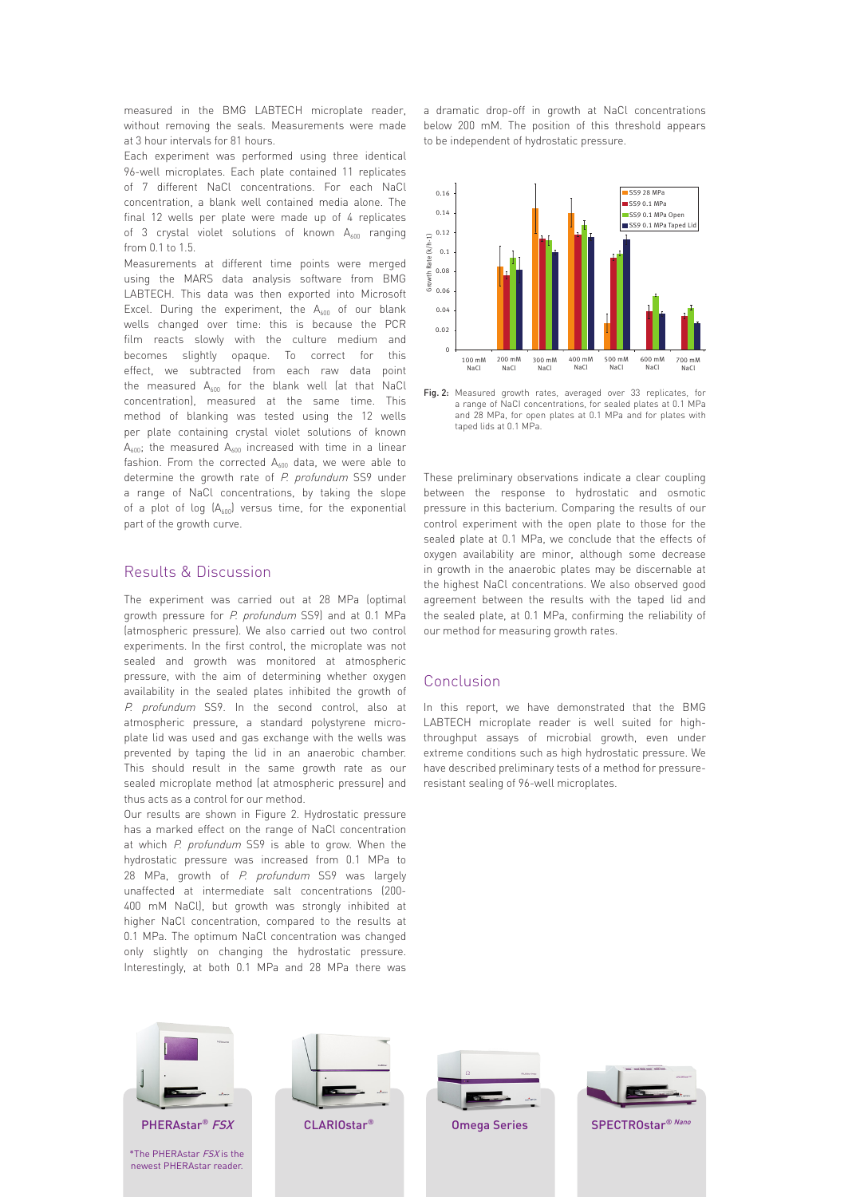measured in the BMG LABTECH microplate reader, without removing the seals. Measurements were made at 3 hour intervals for 81 hours.

Each experiment was performed using three identical 96-well microplates. Each plate contained 11 replicates of 7 different NaCl concentrations. For each NaCl concentration, a blank well contained media alone. The final 12 wells per plate were made up of 4 replicates of 3 crystal violet solutions of known $A_{600}$ ranging from 0.1 to 1.5.

Measurements at different time points were merged using the MARS data analysis software from BMG LABTECH. This data was then exported into Microsoft Excel. During the experiment, the $A_{600}$ of our blank wells changed over time: this is because the PCR film reacts slowly with the culture medium and becomes slightly opaque. To correct for this effect, we subtracted from each raw data point the measured $A_{600}$ for the blank well (at that NaCl concentration), measured at the same time. This method of blanking was tested using the 12 wells per plate containing crystal violet solutions of known $A_{600}$; the measured $A_{600}$ increased with time in a linear fashion. From the corrected $A_{600}$ data, we were able to determine the growth rate of *P. profundum* SS9 under a range of NaCl concentrations, by taking the slope of a plot of log ($A_{600}$) versus time, for the exponential part of the growth curve.

## Results & Discussion

The experiment was carried out at 28 MPa (optimal growth pressure for *P. profundum* SS9) and at 0.1 MPa (atmospheric pressure). We also carried out two control experiments. In the first control, the microplate was not sealed and growth was monitored at atmospheric pressure, with the aim of determining whether oxygen availability in the sealed plates inhibited the growth of *P. profundum* SS9. In the second control, also at atmospheric pressure, a standard polystyrene microplate lid was used and gas exchange with the wells was prevented by taping the lid in an anaerobic chamber. This should result in the same growth rate as our sealed microplate method (at atmospheric pressure) and thus acts as a control for our method.

Our results are shown in Figure 2. Hydrostatic pressure has a marked effect on the range of NaCl concentration at which *P. profundum* SS9 is able to grow. When the hydrostatic pressure was increased from 0.1 MPa to 28 MPa, growth of *P. profundum* SS9 was largely unaffected at intermediate salt concentrations (200-400 mM NaCl), but growth was strongly inhibited at higher NaCl concentration, compared to the results at 0.1 MPa. The optimum NaCl concentration was changed only slightly on changing the hydrostatic pressure. Interestingly, at both 0.1 MPa and 28 MPa there was a dramatic drop-off in growth at NaCl concentrations below 200 mM. The position of this threshold appears to be independent of hydrostatic pressure.

SS9 28 MPa
SS9 0.1 MPa
SS9 0.1 MPa Open
SS9 0.1 MPa Taped Lid

Growth Rate (k/h-1)

0.16
0.14
0.12
0.1
0.08
0.06
0.04
0.02
0

100 mM NaCl
200 mM NaCl
300 mM NaCl
400 mM NaCl
500 mM NaCl
600 mM NaCl
700 mM NaCl

**Fig. 2:** Measured growth rates, averaged over 33 replicates, for a range of NaCl concentrations, for sealed plates at 0.1 MPa and 28 MPa, for open plates at 0.1 MPa and for plates with taped lids at 0.1 MPa.

These preliminary observations indicate a clear coupling between the response to hydrostatic and osmotic pressure in this bacterium. Comparing the results of our control experiment with the open plate to those for the sealed plate at 0.1 MPa, we conclude that the effects of oxygen availability are minor, although some decrease in growth in the anaerobic plates may be discernable at the highest NaCl concentrations. We also observed good agreement between the results with the taped lid and the sealed plate, at 0.1 MPa, confirming the reliability of our method for measuring growth rates.

## Conclusion

In this report, we have demonstrated that the BMG LABTECH microplate reader is well suited for high-throughput assays of microbial growth, even under extreme conditions such as high hydrostatic pressure. We have described preliminary tests of a method for pressure-resistant sealing of 96-well microplates.

PHERAstar® *FSX*

*The PHERAstar *FSX* is the newest PHERAstar reader.

CLARIOstar®

Omega Series

SPECTROstar® *Nano*